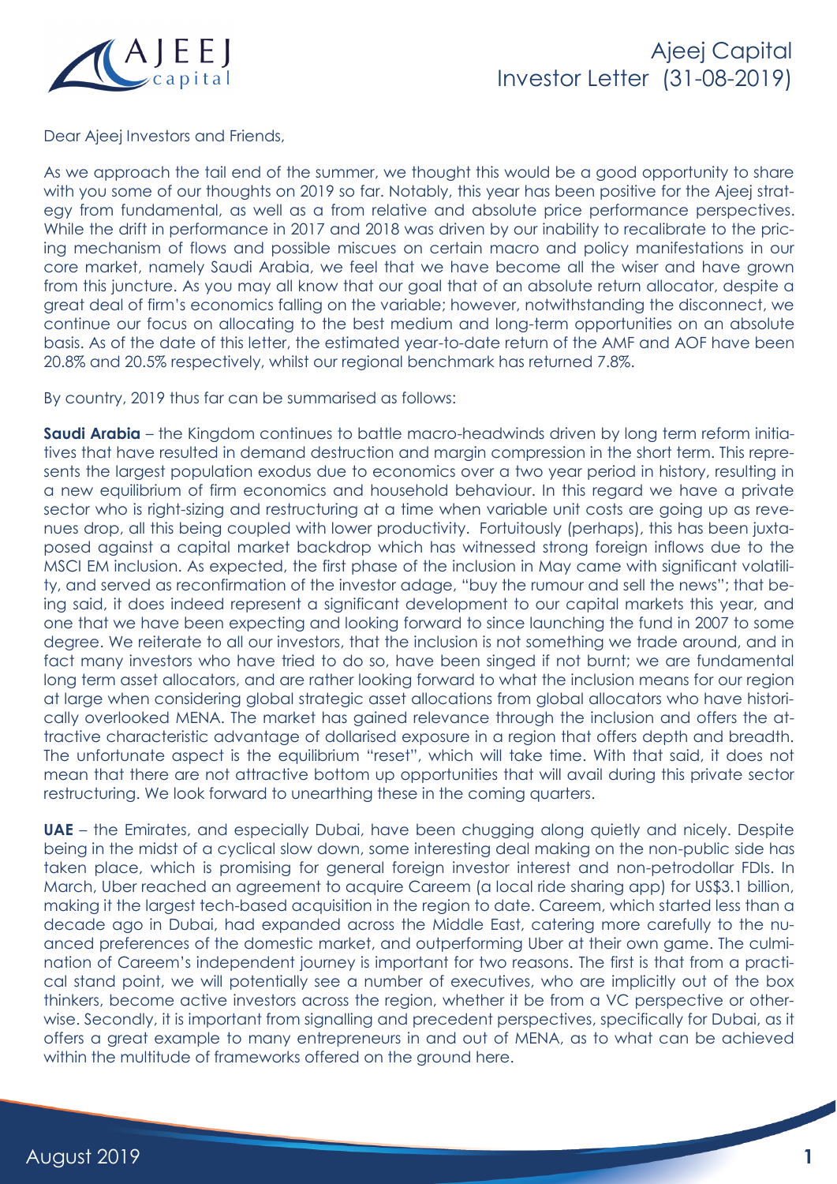# Ajeej Capital Investor Letter (31-08-2019)

Dear Ajeej Investors and Friends,

As we approach the tail end of the summer, we thought this would be a good opportunity to share with you some of our thoughts on 2019 so far. Notably, this year has been positive for the Ajeej strategy from fundamental, as well as a from relative and absolute price performance perspectives. While the drift in performance in 2017 and 2018 was driven by our inability to recalibrate to the pricing mechanism of flows and possible miscues on certain macro and policy manifestations in our core market, namely Saudi Arabia, we feel that we have become all the wiser and have grown from this juncture. As you may all know that our goal that of an absolute return allocator, despite a great deal of firm's economics falling on the variable; however, notwithstanding the disconnect, we continue our focus on allocating to the best medium and long-term opportunities on an absolute basis. As of the date of this letter, the estimated year-to-date return of the AMF and AOF have been 20.8% and 20.5% respectively, whilst our regional benchmark has returned 7.8%.

By country, 2019 thus far can be summarised as follows:

**Saudi Arabia** – the Kingdom continues to battle macro-headwinds driven by long term reform initiatives that have resulted in demand destruction and margin compression in the short term. This represents the largest population exodus due to economics over a two year period in history, resulting in a new equilibrium of firm economics and household behaviour. In this regard we have a private sector who is right-sizing and restructuring at a time when variable unit costs are going up as revenues drop, all this being coupled with lower productivity. Fortuitously (perhaps), this has been juxtaposed against a capital market backdrop which has witnessed strong foreign inflows due to the MSCI EM inclusion. As expected, the first phase of the inclusion in May came with significant volatility, and served as reconfirmation of the investor adage, "buy the rumour and sell the news"; that being said, it does indeed represent a significant development to our capital markets this year, and one that we have been expecting and looking forward to since launching the fund in 2007 to some degree. We reiterate to all our investors, that the inclusion is not something we trade around, and in fact many investors who have tried to do so, have been singed if not burnt; we are fundamental long term asset allocators, and are rather looking forward to what the inclusion means for our region at large when considering global strategic asset allocations from global allocators who have historically overlooked MENA. The market has gained relevance through the inclusion and offers the attractive characteristic advantage of dollarised exposure in a region that offers depth and breadth. The unfortunate aspect is the equilibrium "reset", which will take time. With that said, it does not mean that there are not attractive bottom up opportunities that will avail during this private sector restructuring. We look forward to unearthing these in the coming quarters.

**UAE** – the Emirates, and especially Dubai, have been chugging along quietly and nicely. Despite being in the midst of a cyclical slow down, some interesting deal making on the non-public side has taken place, which is promising for general foreign investor interest and non-petrodollar FDIs. In March, Uber reached an agreement to acquire Careem (a local ride sharing app) for US$3.1 billion, making it the largest tech-based acquisition in the region to date. Careem, which started less than a decade ago in Dubai, had expanded across the Middle East, catering more carefully to the nuanced preferences of the domestic market, and outperforming Uber at their own game. The culmination of Careem's independent journey is important for two reasons. The first is that from a practical stand point, we will potentially see a number of executives, who are implicitly out of the box thinkers, become active investors across the region, whether it be from a VC perspective or otherwise. Secondly, it is important from signalling and precedent perspectives, specifically for Dubai, as it offers a great example to many entrepreneurs in and out of MENA, as to what can be achieved within the multitude of frameworks offered on the ground here.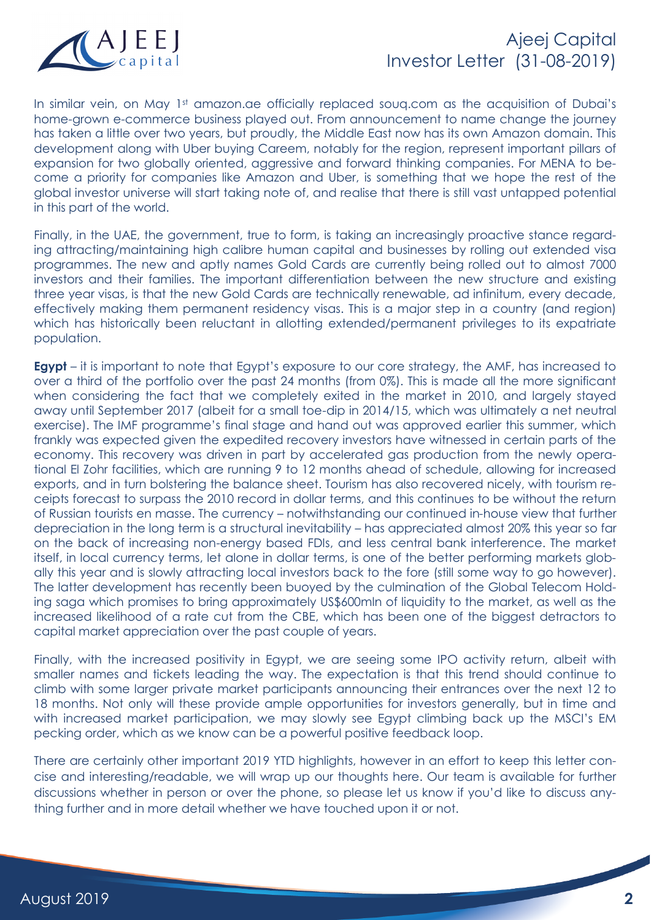In similar vein, on May 1st amazon.ae officially replaced souq.com as the acquisition of Dubai's home-grown e-commerce business played out. From announcement to name change the journey has taken a little over two years, but proudly, the Middle East now has its own Amazon domain. This development along with Uber buying Careem, notably for the region, represent important pillars of expansion for two globally oriented, aggressive and forward thinking companies. For MENA to become a priority for companies like Amazon and Uber, is something that we hope the rest of the global investor universe will start taking note of, and realise that there is still vast untapped potential in this part of the world.

Finally, in the UAE, the government, true to form, is taking an increasingly proactive stance regarding attracting/maintaining high calibre human capital and businesses by rolling out extended visa programmes. The new and aptly names Gold Cards are currently being rolled out to almost 7000 investors and their families. The important differentiation between the new structure and existing three year visas, is that the new Gold Cards are technically renewable, ad infinitum, every decade, effectively making them permanent residency visas. This is a major step in a country (and region) which has historically been reluctant in allotting extended/permanent privileges to its expatriate population.

**Egypt** – it is important to note that Egypt's exposure to our core strategy, the AMF, has increased to over a third of the portfolio over the past 24 months (from 0%). This is made all the more significant when considering the fact that we completely exited in the market in 2010, and largely stayed away until September 2017 (albeit for a small toe-dip in 2014/15, which was ultimately a net neutral exercise). The IMF programme's final stage and hand out was approved earlier this summer, which frankly was expected given the expedited recovery investors have witnessed in certain parts of the economy. This recovery was driven in part by accelerated gas production from the newly operational El Zohr facilities, which are running 9 to 12 months ahead of schedule, allowing for increased exports, and in turn bolstering the balance sheet. Tourism has also recovered nicely, with tourism receipts forecast to surpass the 2010 record in dollar terms, and this continues to be without the return of Russian tourists en masse. The currency – notwithstanding our continued in-house view that further depreciation in the long term is a structural inevitability – has appreciated almost 20% this year so far on the back of increasing non-energy based FDIs, and less central bank interference. The market itself, in local currency terms, let alone in dollar terms, is one of the better performing markets globally this year and is slowly attracting local investors back to the fore (still some way to go however). The latter development has recently been buoyed by the culmination of the Global Telecom Holding saga which promises to bring approximately US$600mln of liquidity to the market, as well as the increased likelihood of a rate cut from the CBE, which has been one of the biggest detractors to capital market appreciation over the past couple of years.

Finally, with the increased positivity in Egypt, we are seeing some IPO activity return, albeit with smaller names and tickets leading the way. The expectation is that this trend should continue to climb with some larger private market participants announcing their entrances over the next 12 to 18 months. Not only will these provide ample opportunities for investors generally, but in time and with increased market participation, we may slowly see Egypt climbing back up the MSCI's EM pecking order, which as we know can be a powerful positive feedback loop.

There are certainly other important 2019 YTD highlights, however in an effort to keep this letter concise and interesting/readable, we will wrap up our thoughts here. Our team is available for further discussions whether in person or over the phone, so please let us know if you'd like to discuss anything further and in more detail whether we have touched upon it or not.